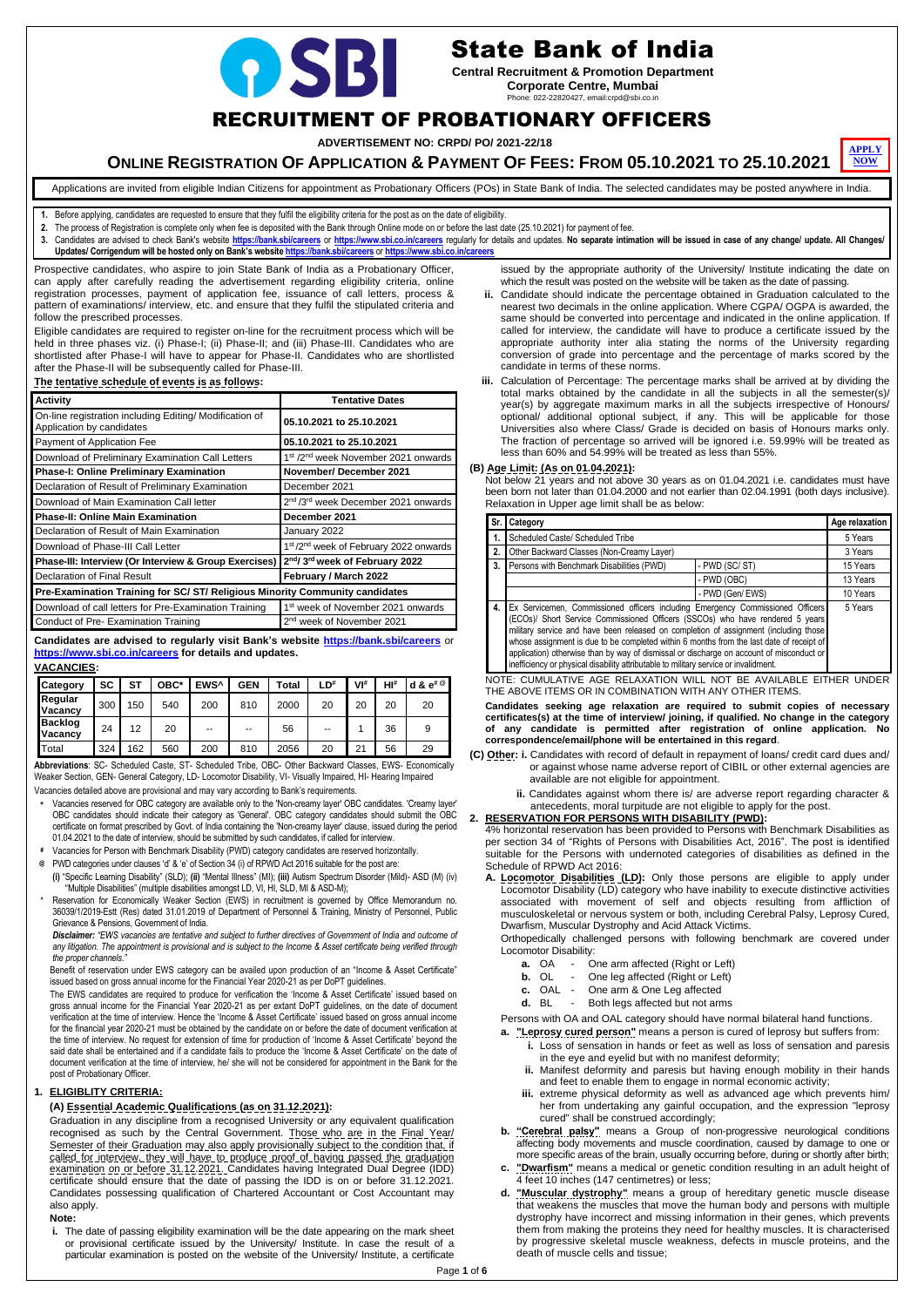# State Bank of India

**Central Recruitment & Promotion Department**

**Corporate Centre, Mumbai**

Phone: 022-22820427, email:crpd@sbi.co.in

# RECRUITMENT OF PROBATIONARY OFFICERS

**ADVERTISEMENT NO: CRPD/ PO/ 2021-22/18**

## ONLINE REGISTRATION OF APPLICATION & PAYMENT OF FEES: FROM 05.10.2021 TO 25.10.2021

**APPLY NOW**

Applications are invited from eligible Indian Citizens for appointment as Probationary Officers (POs) in State Bank of India. The selected candidates may be posted anywhere in India.

1. Before applying, candidates are requested to ensure that they fulfil the eligibility criteria for the post as on the date of eligibility.
2. The process of Registration is complete only when fee is deposited with the Bank through Online mode on or before the last date (25.10.2021) for payment of fee.
3. Candidates are advised to check Bank's website **https://bank.sbi/careers** or **https://www.sbi.co.in/careers** regularly for details and updates. **No separate intimation will be issued in case of any change/ update. All Changes/ Updates/ Corrigendum will be hosted only on Bank's website https://bank.sbi/careers or https://www.sbi.co.in/careers**

Prospective candidates, who aspire to join State Bank of India as a Probationary Officer, can apply after carefully reading the advertisement regarding eligibility criteria, online registration processes, payment of application fee, issuance of call letters, process & pattern of examinations/ interview, etc. and ensure that they fulfil the stipulated criteria and follow the prescribed processes.

Eligible candidates are required to register on-line for the recruitment process which will be held in three phases viz. (i) Phase-I; (ii) Phase-II; and (iii) Phase-III. Candidates who are shortlisted after Phase-I will have to appear for Phase-II. Candidates who are shortlisted after the Phase-II will be subsequently called for Phase-III.

**The tentative schedule of events is as follows:**

| Activity | Tentative Dates |
|---|---|
| On-line registration including Editing/ Modification of Application by candidates | **05.10.2021 to 25.10.2021** |
| Payment of Application Fee | **05.10.2021 to 25.10.2021** |
| Download of Preliminary Examination Call Letters | 1st /2nd week November 2021 onwards |
| **Phase-I: Online Preliminary Examination** | **November/ December 2021** |
| Declaration of Result of Preliminary Examination | December 2021 |
| Download of Main Examination Call letter | 2nd /3rd week December 2021 onwards |
| **Phase-II: Online Main Examination** | **December 2021** |
| Declaration of Result of Main Examination | January 2022 |
| Download of Phase-III Call Letter | 1st/2nd week of February 2022 onwards |
| **Phase-III: Interview (Or Interview & Group Exercises)** | **2nd/ 3rd week of February 2022** |
| Declaration of Final Result | **February / March 2022** |
| **Pre-Examination Training for SC/ ST/ Religious Minority Community candidates** | |
| Download of call letters for Pre-Examination Training | 1st week of November 2021 onwards |
| Conduct of Pre- Examination Training | 2nd week of November 2021 |

**Candidates are advised to regularly visit Bank's website https://bank.sbi/careers or https://www.sbi.co.in/careers for details and updates.**

**VACANCIES:**

| Category | SC | ST | OBC* | EWS^ | GEN | Total | LD# | VI# | HI# | d & e# @ |
|---|---|---|---|---|---|---|---|---|---|---|
| Regular Vacancy | 300 | 150 | 540 | 200 | 810 | 2000 | 20 | 20 | 20 | 20 |
| Backlog Vacancy | 24 | 12 | 20 | -- | -- | 56 | -- | 1 | 36 | 9 |
| Total | 324 | 162 | 560 | 200 | 810 | 2056 | 20 | 21 | 56 | 29 |

**Abbreviations**: SC- Scheduled Caste, ST- Scheduled Tribe, OBC- Other Backward Classes, EWS- Economically Weaker Section, GEN- General Category, LD- Locomotor Disability, VI- Visually Impaired, HI- Hearing Impaired

Vacancies detailed above are provisional and may vary according to Bank's requirements.

- \* Vacancies reserved for OBC category are available only to the 'Non-creamy layer' OBC candidates. 'Creamy layer' OBC candidates should indicate their category as 'General'. OBC category candidates should submit the OBC certificate on format prescribed by Govt. of India containing the 'Non-creamy layer' clause, issued during the period 01.04.2021 to the date of interview, should be submitted by such candidates, if called for interview.
- # Vacancies for Person with Benchmark Disability (PWD) category candidates are reserved horizontally.
- @ PWD categories under clauses 'd' & 'e' of Section 34 (i) of RPWD Act 2016 suitable for the post are: **(i)** "Specific Learning Disability" (SLD); **(ii)** "Mental Illness" (MI); **(iii)** Autism Spectrum Disorder (Mild)- ASD (M) (iv) "Multiple Disabilities" (multiple disabilities amongst LD, VI, HI, SLD, MI & ASD-M);
- ^ Reservation for Economically Weaker Section (EWS) in recruitment is governed by Office Memorandum no. 36039/1/2019-Estt (Res) dated 31.01.2019 of Department of Personnel & Training, Ministry of Personnel, Public Grievance & Pensions, Government of India.

*Disclaimer: "EWS vacancies are tentative and subject to further directives of Government of India and outcome of any litigation. The appointment is provisional and is subject to the Income & Asset certificate being verified through the proper channels."*

Benefit of reservation under EWS category can be availed upon production of an "Income & Asset Certificate" issued based on gross annual income for the Financial Year 2020-21 as per DoPT guidelines.

The EWS candidates are required to produce for verification the 'Income & Asset Certificate' issued based on gross annual income for the Financial Year 2020-21 as per extant DoPT guidelines, on the date of document verification at the time of interview. Hence the 'Income & Asset Certificate' issued based on gross annual income for the financial year 2020-21 must be obtained by the candidate on or before the date of document verification at the time of interview. No request for extension of time for production of 'Income & Asset Certificate' beyond the said date shall be entertained and if a candidate fails to produce the 'Income & Asset Certificate' on the date of document verification at the time of interview, he/ she will not be considered for appointment in the Bank for the post of Probationary Officer.

### 1. ELIGIBLITY CRITERIA:

#### (A) Essential Academic Qualifications (as on 31.12.2021):

Graduation in any discipline from a recognised University or any equivalent qualification recognised as such by the Central Government. Those who are in the Final Year/ Semester of their Graduation may also apply provisionally subject to the condition that, if called for interview, they will have to produce proof of having passed the graduation examination on or before 31.12.2021. Candidates having Integrated Dual Degree (IDD) certificate should ensure that the date of passing the IDD is on or before 31.12.2021. Candidates possessing qualification of Chartered Accountant or Cost Accountant may also apply.

**Note:**

- **i.** The date of passing eligibility examination will be the date appearing on the mark sheet or provisional certificate issued by the University/ Institute. In case the result of a particular examination is posted on the website of the University/ Institute, a certificate issued by the appropriate authority of the University/ Institute indicating the date on which the result was posted on the website will be taken as the date of passing.
- **ii.** Candidate should indicate the percentage obtained in Graduation calculated to the nearest two decimals in the online application. Where CGPA/ OGPA is awarded, the same should be converted into percentage and indicated in the online application. If called for interview, the candidate will have to produce a certificate issued by the appropriate authority inter alia stating the norms of the University regarding conversion of grade into percentage and the percentage of marks scored by the candidate in terms of these norms.
- **iii.** Calculation of Percentage: The percentage marks shall be arrived at by dividing the total marks obtained by the candidate in all the subjects in all the semester(s)/ year(s) by aggregate maximum marks in all the subjects irrespective of Honours/ optional/ additional optional subject, if any. This will be applicable for those Universities also where Class/ Grade is decided on basis of Honours marks only. The fraction of percentage so arrived will be ignored i.e. 59.99% will be treated as less than 60% and 54.99% will be treated as less than 55%.

#### (B) Age Limit: (As on 01.04.2021):

Not below 21 years and not above 30 years as on 01.04.2021 i.e. candidates must have been born not later than 01.04.2000 and not earlier than 02.04.1991 (both days inclusive). Relaxation in Upper age limit shall be as below:

| Sr. | Category | | Age relaxation |
|---|---|---|---|
| 1. | Scheduled Caste/ Scheduled Tribe | | 5 Years |
| 2. | Other Backward Classes (Non-Creamy Layer) | | 3 Years |
| 3. | Persons with Benchmark Disabilities (PWD) | - PWD (SC/ ST) | 15 Years |
| | | - PWD (OBC) | 13 Years |
| | | - PWD (Gen/ EWS) | 10 Years |
| 4. | Ex Servicemen, Commissioned officers including Emergency Commissioned Officers (ECOs)/ Short Service Commissioned Officers (SSCOs) who have rendered 5 years military service and have been released on completion of assignment (including those whose assignment is due to be completed within 6 months from the last date of receipt of application) otherwise than by way of dismissal or discharge on account of misconduct or inefficiency or physical disability attributable to military service or invalidment. | | 5 Years |

NOTE: CUMULATIVE AGE RELAXATION WILL NOT BE AVAILABLE EITHER UNDER THE ABOVE ITEMS OR IN COMBINATION WITH ANY OTHER ITEMS.

**Candidates seeking age relaxation are required to submit copies of necessary certificates(s) at the time of interview/ joining, if qualified. No change in the category of any candidate is permitted after registration of online application. No correspondence/email/phone will be entertained in this regard**.

#### (C) Other:

- **i.** Candidates with record of default in repayment of loans/ credit card dues and/ or against whose name adverse report of CIBIL or other external agencies are available are not eligible for appointment.
- **ii.** Candidates against whom there is/ are adverse report regarding character & antecedents, moral turpitude are not eligible to apply for the post.

### 2. RESERVATION FOR PERSONS WITH DISABILITY (PWD):

4% horizontal reservation has been provided to Persons with Benchmark Disabilities as per section 34 of "Rights of Persons with Disabilities Act, 2016". The post is identified suitable for the Persons with undernoted categories of disabilities as defined in the Schedule of RPWD Act 2016:

**A. Locomotor Disabilities (LD):** Only those persons are eligible to apply under Locomotor Disability (LD) category who have inability to execute distinctive activities associated with movement of self and objects resulting from affliction of musculoskeletal or nervous system or both, including Cerebral Palsy, Leprosy Cured, Dwarfism, Muscular Dystrophy and Acid Attack Victims.

Orthopedically challenged persons with following benchmark are covered under Locomotor Disability:

- **a.** OA - One arm affected (Right or Left)
- **b.** OL - One leg affected (Right or Left)
- **c.** OAL - One arm & One Leg affected
- **d.** BL - Both legs affected but not arms

Persons with OA and OAL category should have normal bilateral hand functions.

- **a. "Leprosy cured person"** means a person is cured of leprosy but suffers from:
  - **i.** Loss of sensation in hands or feet as well as loss of sensation and paresis in the eye and eyelid but with no manifest deformity;
  - **ii.** Manifest deformity and paresis but having enough mobility in their hands and feet to enable them to engage in normal economic activity;
  - **iii.** extreme physical deformity as well as advanced age which prevents him/ her from undertaking any gainful occupation, and the expression "leprosy cured" shall be construed accordingly;
- **b. "Cerebral palsy"** means a Group of non-progressive neurological conditions affecting body movements and muscle coordination, caused by damage to one or more specific areas of the brain, usually occurring before, during or shortly after birth;
- **c. "Dwarfism"** means a medical or genetic condition resulting in an adult height of 4 feet 10 inches (147 centimetres) or less;
- **d. "Muscular dystrophy"** means a group of hereditary genetic muscle disease that weakens the muscles that move the human body and persons with multiple dystrophy have incorrect and missing information in their genes, which prevents them from making the proteins they need for healthy muscles. It is characterised by progressive skeletal muscle weakness, defects in muscle proteins, and the death of muscle cells and tissue;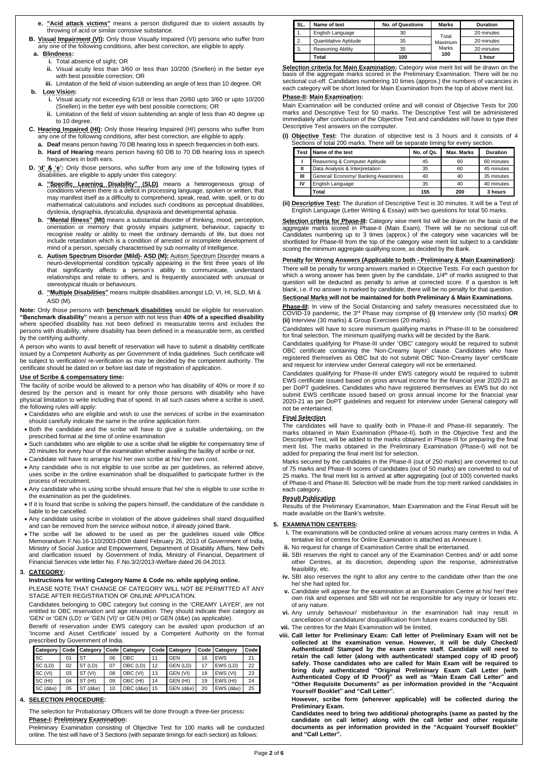- **e. "Acid attack victims"** means a person disfigured due to violent assaults by throwing of acid or similar corrosive substance.

**B. Visual Impairment (VI):** Only those Visually Impaired (VI) persons who suffer from any one of the following conditions, after best correction, are eligible to apply.

**a. Blindness:**

- i. Total absence of sight; OR
- ii. Visual acuity less than 3/60 or less than 10/200 (Snellen) in the better eye with best possible correction; OR
- iii. Limitation of the field of vision subtending an angle of less than 10 degree. OR

**b. Low Vision:**

- i. Visual acuity not exceeding 6/18 or less than 20/60 upto 3/60 or upto 10/200 (Snellen) in the better eye with best possible corrections; OR
- ii. Limitation of the field of vision subtending an angle of less than 40 degree up to 10 degree.

**C. Hearing Impaired (HI):** Only those Hearing Impaired (HI) persons who suffer from any one of the following conditions, after best correction, are eligible to apply.

- **a. Deaf** means person having 70 DB hearing loss in speech frequencies in both ears.
- **b. Hard of Hearing** means person having 60 DB to 70 DB hearing loss in speech frequencies in both ears.

**D. 'd' & 'e':** Only those persons, who suffer from any one of the following types of disabilities, are eligible to apply under this category:

- **a. "Specific Learning Disability" (SLD)** means a heterogeneous group of conditions wherein there is a deficit in processing language, spoken or written, that may manifest itself as a difficulty to comprehend, speak, read, write, spell, or to do mathematical calculations and includes such conditions as perceptual disabilities, dyslexia, dysgraphia, dyscalculia, dyspraxia and developmental aphasia.
- **b. "Mental Illness" (MI)** means a substantial disorder of thinking, mood, perception, orientation or memory that grossly impairs judgment, behaviour, capacity to recognise reality or ability to meet the ordinary demands of life, but does not include retardation which is a condition of arrested or incomplete development of mind of a person, specially characterised by sub normality of intelligence.
- **c. Autism Spectrum Disorder (Mild)- ASD (M):** Autism Spectrum Disorder means a neuro-developmental condition typically appearing in the first three years of life that significantly affects a person's ability to communicate, understand relationships and relate to others, and is frequently associated with unusual or stereotypical rituals or behaviours.
- **d. "Multiple Disabilities"** means multiple disabilities amongst LD, VI, HI, SLD, MI & ASD (M).

**Note:** Only those persons with **benchmark disabilities** would be eligible for reservation. **"Benchmark disability"** means a person with not less than **40% of a specified disability** where specified disability has not been defined in measurable terms and includes the persons with disability, where disability has been defined in a measurable term, as certified by the certifying authority.

A person who wants to avail benefit of reservation will have to submit a disability certificate issued by a Competent Authority as per Government of India guidelines. Such certificate will be subject to verification/ re-verification as may be decided by the competent authority. The certificate should be dated on or before last date of registration of application.

**Use of Scribe & compensatory time:**

The facility of scribe would be allowed to a person who has disability of 40% or more if so desired by the person and is meant for only those persons with disability who have physical limitation to write including that of speed. In all such cases where a scribe is used, the following rules will apply:

- Candidates who are eligible and wish to use the services of scribe in the examination should carefully indicate the same in the online application form.
- Both the candidate and the scribe will have to give a suitable undertaking, on the prescribed format at the time of online examination
- Such candidates who are eligible to use a scribe shall be eligible for compensatory time of 20 minutes for every hour of the examination whether availing the facility of scribe or not.
- Candidate will have to arrange his/ her own scribe at his/ her own cost.
- Any candidate who is not eligible to use scribe as per guidelines, as referred above, uses scribe in the online examination shall be disqualified to participate further in the process of recruitment.
- Any candidate who is using scribe should ensure that he/ she is eligible to use scribe in the examination as per the guidelines.
- If it is found that scribe is solving the papers himself, the candidature of the candidate is liable to be cancelled.
- Any candidate using scribe in violation of the above guidelines shall stand disqualified and can be removed from the service without notice, if already joined Bank.
- The scribe will be allowed to be used as per the guidelines issued vide Office Memorandum F.No.16-110/2003-DDIII dated February 26, 2013 of Government of India, Ministry of Social Justice and Empowerment, Department of Disability Affairs, New Delhi and clarification issued by Government of India, Ministry of Financial, Department of Financial Services vide letter No. F.No.3/2/2013-Welfare dated 26.04.2013.

## 3. CATEGORY:

**Instructions for writing Category Name & Code no. while applying online.**

PLEASE NOTE THAT CHANGE OF CATEGORY WILL NOT BE PERMITTED AT ANY STAGE AFTER REGISTRATION OF ONLINE APPLICATION.

Candidates belonging to OBC category but coming in the 'CREAMY LAYER', are not entitled to OBC reservation and age relaxation. They should indicate their category as 'GEN' or 'GEN (LD)' or 'GEN (VI)' or GEN (HI) or GEN (d&e) (as applicable).

Benefit of reservation under EWS category can be availed upon production of an 'Income and Asset Certificate' issued by a Competent Authority on the format prescribed by Government of India.

| Category | Code | Category | Code | Category | Code | Category | Code | Category | Code |
|---|---|---|---|---|---|---|---|---|---|
| SC | 01 | ST | 06 | OBC | 11 | GEN | 16 | EWS | 21 |
| SC (LD) | 02 | ST (LD) | 07 | OBC (LD) | 12 | GEN (LD) | 17 | EWS (LD) | 22 |
| SC (VI) | 03 | ST (VI) | 08 | OBC (VI) | 13 | GEN (VI) | 18 | EWS (VI) | 23 |
| SC (HI) | 04 | ST (HI) | 09 | OBC (HI) | 14 | GEN (HI) | 19 | EWS (HI) | 24 |
| SC (d&e) | 05 | ST (d&e) | 10 | OBC (d&e) | 15 | GEN (d&e) | 20 | EWS (d&e) | 25 |

## 4. SELECTION PROCEDURE:

The selection for Probationary Officers will be done through a three-tier process**:**

**Phase-I: Preliminary Examination:**

Preliminary Examination consisting of Objective Test for 100 marks will be conducted online. The test will have of 3 Sections (with separate timings for each section) as follows:

| SL. | Name of test | No. of Questions | Marks | Duration |
|---|---|---|---|---|
| 1. | English Language | 30 | Total Maximum Marks 100 | 20 minutes |
| 2. | Quantitative Aptitude | 35 | | 20 minutes |
| 3. | Reasoning Ability | 35 | | 20 minutes |
| | **Total** | **100** | | **1 hour** |

**Selection criteria for Main Examination:** Category wise merit list will be drawn on the basis of the aggregate marks scored in the Preliminary Examination. There will be no sectional cut-off. Candidates numbering 10 times (approx.) the numbers of vacancies in each category will be short listed for Main Examination from the top of above merit list.

**Phase-II: Main Examination:**

Main Examination will be conducted online and will consist of Objective Tests for 200 marks and Descriptive Test for 50 marks. The Descriptive Test will be administered immediately after conclusion of the Objective Test and candidates will have to type their Descriptive Test answers on the computer.

**(i) Objective Test:** The duration of objective test is 3 hours and it consists of 4 Sections of total 200 marks. There will be separate timing for every section.

| Test | Name of the test | No. of Qs. | Max. Marks | Duration |
|---|---|---|---|---|
| I | Reasoning & Computer Aptitude | 45 | 60 | 60 minutes |
| II | Data Analysis & Interpretation | 35 | 60 | 45 minutes |
| III | General/ Economy/ Banking Awareness | 40 | 40 | 35 minutes |
| IV | English Language | 35 | 40 | 40 minutes |
| | **Total** | **155** | **200** | **3 hours** |

**(ii) Descriptive Test:** The duration of Descriptive Test is 30 minutes. It will be a Test of English Language (Letter Writing & Essay) with two questions for total 50 marks.

**Selection criteria for Phase-III:** Category wise merit list will be drawn on the basis of the aggregate marks scored in Phase-II (Main Exam). There will be no sectional cut-off. Candidates numbering up to 3 times (approx.) of the category wise vacancies will be shortlisted for Phase-III from the top of the category wise merit list subject to a candidate scoring the minimum aggregate qualifying score, as decided by the Bank.

**Penalty for Wrong Answers (Applicable to both - Preliminary & Main Examination):**

There will be penalty for wrong answers marked in Objective Tests. For each question for which a wrong answer has been given by the candidate, 1/4th of marks assigned to that question will be deducted as penalty to arrive at corrected score. If a question is left blank, i.e. if no answer is marked by candidate, there will be no penalty for that question.

**Sectional Marks will not be maintained for both Preliminary & Main Examinations.**

**Phase-III:** In view of the Social Distancing and safety measures necessitated due to COVID-19 pandemic, the 3rd Phase may comprise of **(i)** Interview only (50 marks) **OR (ii)** Interview (30 marks) & Group Exercises (20 marks).

Candidates will have to score minimum qualifying marks in Phase-III to be considered for final selection. The minimum qualifying marks will be decided by the Bank.

Candidates qualifying for Phase-III under 'OBC' category would be required to submit OBC certificate containing the 'Non-Creamy layer' clause. Candidates who have registered themselves as OBC but do not submit OBC 'Non-Creamy layer' certificate and request for interview under General category will not be entertained.

Candidates qualifying for Phase-III under EWS category would be required to submit EWS certificate issued based on gross annual income for the financial year 2020-21 as per DoPT guidelines. Candidates who have registered themselves as EWS but do not submit EWS certificate issued based on gross annual income for the financial year 2020-21 as per DoPT guidelines and request for interview under General category will not be entertained.

**Final Selection**

The candidates will have to qualify both in Phase-II and Phase-III separately. The marks obtained in Main Examination (Phase-II), both in the Objective Test and the Descriptive Test, will be added to the marks obtained in Phase-III for preparing the final merit list. The marks obtained in the Preliminary Examination (Phase-I) will not be added for preparing the final merit list for selection.

Marks secured by the candidates in the Phase-II (out of 250 marks) are converted to out of 75 marks and Phase-III scores of candidates (out of 50 marks) are converted to out of 25 marks. The final merit list is arrived at after aggregating (out of 100) converted marks of Phase-II and Phase-III. Selection will be made from the top merit ranked candidates in each category.

**Result Publication**

Results of the Preliminary Examination, Main Examination and the Final Result will be made available on the Bank's website.

## 5. EXAMINATION CENTERS:

- i. The examinations will be conducted online at venues across many centres in India. A tentative list of centres for Online Examination is attached as Annexure I.
- ii. No request for change of Examination Centre shall be entertained.
- iii. SBI reserves the right to cancel any of the Examination Centres and/ or add some other Centres, at its discretion, depending upon the response, administrative feasibility, etc.
- iv. SBI also reserves the right to allot any centre to the candidate other than the one he/ she had opted for.
- v. Candidate will appear for the examination at an Examination Centre at his/ her/ their own risk and expenses and SBI will not be responsible for any injury or losses etc. of any nature.
- vi. Any unruly behaviour/ misbehaviour in the examination hall may result in cancellation of candidature/ disqualification from future exams conducted by SBI.
- vii. The centres for the Main Examination will be limited.
- viii. **Call letter for Preliminary Exam: Call letter of Preliminary Exam will not be collected at the examination venue. However, it will be duly Checked/ Authenticated/ Stamped by the exam centre staff. Candidate will need to retain the call letter (along with authenticated/ stamped copy of ID proof) safely. Those candidates who are called for Main Exam will be required to bring duly authenticated "Original Preliminary Exam Call Letter (with Authenticated Copy of ID Proof)" as well as "Main Exam Call Letter" and "Other Requisite Documents" as per information provided in the "Acquaint Yourself Booklet" and "Call Letter".**

  **However, scribe form (wherever applicable) will be collected during the Preliminary Exam.**

  **Candidates need to bring two additional photographs (same as pasted by the candidate on call letter) along with the call letter and other requisite documents as per information provided in the "Acquaint Yourself Booklet" and "Call Letter".**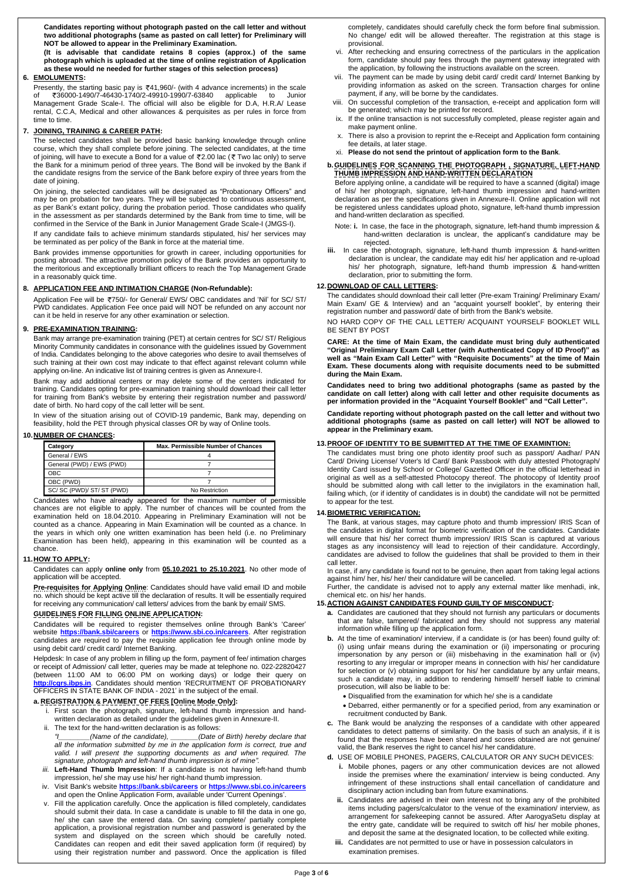**Candidates reporting without photograph pasted on the call letter and without two additional photographs (same as pasted on call letter) for Preliminary will NOT be allowed to appear in the Preliminary Examination.**

**(It is advisable that candidate retains 8 copies (approx.) of the same photograph which is uploaded at the time of online registration of Application as these would ne needed for further stages of this selection process)**

## 6. EMOLUMENTS:

Presently, the starting basic pay is ₹41,960/- (with 4 advance increments) in the scale of ₹36000-1490/7-46430-1740/2-49910-1990/7-63840 applicable to Junior Management Grade Scale-I. The official will also be eligible for D.A, H.R.A/ Lease rental, C.C.A, Medical and other allowances & perquisites as per rules in force from time to time.

## 7. JOINING, TRAINING & CAREER PATH:

The selected candidates shall be provided basic banking knowledge through online course, which they shall complete before joining. The selected candidates, at the time of joining, will have to execute a Bond for a value of ₹2.00 lac (₹ Two lac only) to serve the Bank for a minimum period of three years. The Bond will be invoked by the Bank if the candidate resigns from the service of the Bank before expiry of three years from the date of joining.

On joining, the selected candidates will be designated as "Probationary Officers" and may be on probation for two years. They will be subjected to continuous assessment, as per Bank's extant policy, during the probation period. Those candidates who qualify in the assessment as per standards determined by the Bank from time to time, will be confirmed in the Service of the Bank in Junior Management Grade Scale-I (JMGS-I).

If any candidate fails to achieve minimum standards stipulated, his/ her services may be terminated as per policy of the Bank in force at the material time.

Bank provides immense opportunities for growth in career, including opportunities for posting abroad. The attractive promotion policy of the Bank provides an opportunity to the meritorious and exceptionally brilliant officers to reach the Top Management Grade in a reasonably quick time.

## 8. APPLICATION FEE AND INTIMATION CHARGE (Non-Refundable):

Application Fee will be ₹750/- for General/ EWS/ OBC candidates and 'Nil' for SC/ ST/ PWD candidates. Application Fee once paid will NOT be refunded on any account nor can it be held in reserve for any other examination or selection.

## 9. PRE-EXAMINATION TRAINING:

Bank may arrange pre-examination training (PET) at certain centres for SC/ ST/ Religious Minority Community candidates in consonance with the guidelines issued by Government of India. Candidates belonging to the above categories who desire to avail themselves of such training at their own cost may indicate to that effect against relevant column while applying on-line. An indicative list of training centres is given as Annexure-I.

Bank may add additional centers or may delete some of the centers indicated for training. Candidates opting for pre-examination training should download their call letter for training from Bank's website by entering their registration number and password/ date of birth. No hard copy of the call letter will be sent.

In view of the situation arising out of COVID-19 pandemic, Bank may, depending on feasibility, hold the PET through physical classes OR by way of Online tools.

## 10. NUMBER OF CHANCES:

| Category | Max. Permissible Number of Chances |
|---|---|
| General / EWS | 4 |
| General (PWD) / EWS (PWD) | 7 |
| OBC | 7 |
| OBC (PWD) | 7 |
| SC/ SC (PWD)/ ST/ ST (PWD) | No Restriction |

Candidates who have already appeared for the maximum number of permissible chances are not eligible to apply. The number of chances will be counted from the examination held on 18.04.2010. Appearing in Preliminary Examination will not be counted as a chance. Appearing in Main Examination will be counted as a chance. In the years in which only one written examination has been held (i.e. no Preliminary Examination has been held), appearing in this examination will be counted as a chance.

## 11. HOW TO APPLY:

Candidates can apply **online only** from **05.10.2021 to 25.10.2021**. No other mode of application will be accepted.

**Pre-requisites for Applying Online**: Candidates should have valid email ID and mobile no. which should be kept active till the declaration of results. It will be essentially required for receiving any communication/ call letters/ advices from the bank by email/ SMS.

### GUIDELINES FOR FILLING ONLINE APPLICATION:

Candidates will be required to register themselves online through Bank's 'Career' website **https://bank.sbi/careers** or **https://www.sbi.co.in/careers**. After registration candidates are required to pay the requisite application fee through online mode by using debit card/ credit card/ Internet Banking.

Helpdesk: In case of any problem in filling up the form, payment of fee/ intimation charges or receipt of Admission/ call letter, queries may be made at telephone no. 022-22820427 (between 11:00 AM to 06:00 PM on working days) or lodge their query on **http://cgrs.ibps.in**. Candidates should mention 'RECRUITMENT OF PROBATIONARY OFFICERS IN STATE BANK OF INDIA - 2021' in the subject of the email.

### a. REGISTRATION & PAYMENT OF FEES [Online Mode Only]:

i. First scan the photograph, signature, left-hand thumb impression and hand-written declaration as detailed under the guidelines given in Annexure-II.

ii. The text for the hand-written declaration is as follows:
*"I________(Name of the candidate), _______(Date of Birth) hereby declare that all the information submitted by me in the application form is correct, true and valid. I will present the supporting documents as and when required. The signature, photograph and left-hand thumb impression is of mine".*

iii. **Left-Hand Thumb Impression**: If a candidate is not having left-hand thumb impression, he/ she may use his/ her right-hand thumb impression.

iv. Visit Bank's website **https://bank.sbi/careers** or **https://www.sbi.co.in/careers** and open the Online Application Form, available under 'Current Openings'.

v. Fill the application carefully. Once the application is filled completely, candidates should submit their data. In case a candidate is unable to fill the data in one go, he/ she can save the entered data. On saving complete/ partially complete application, a provisional registration number and password is generated by the system and displayed on the screen which should be carefully noted. Candidates can reopen and edit their saved application form (if required) by using their registration number and password. Once the application is filled completely, candidates should carefully check the form before final submission. No change/ edit will be allowed thereafter. The registration at this stage is provisional.

vi. After rechecking and ensuring correctness of the particulars in the application form, candidate should pay fees through the payment gateway integrated with the application, by following the instructions available on the screen.

vii. The payment can be made by using debit card/ credit card/ Internet Banking by providing information as asked on the screen. Transaction charges for online payment, if any, will be borne by the candidates.

viii. On successful completion of the transaction, e-receipt and application form will be generated; which may be printed for record.

ix. If the online transaction is not successfully completed, please register again and make payment online.

x. There is also a provision to reprint the e-Receipt and Application form containing fee details, at later stage.

xi. **Please do not send the printout of application form to the Bank**.

### b. GUIDELINES FOR SCANNING THE PHOTOGRAPH , SIGNATURE, LEFT-HAND THUMB IMPRESSION AND HAND-WRITTEN DECLARATION

Before applying online, a candidate will be required to have a scanned (digital) image of his/ her photograph, signature, left-hand thumb impression and hand-written declaration as per the specifications given in Annexure-II. Online application will not be registered unless candidates upload photo, signature, left-hand thumb impression and hand-written declaration as specified.

Note: **i.** In case, the face in the photograph, signature, left-hand thumb impression & hand-written declaration is unclear, the applicant's candidature may be rejected.

**iii.** In case the photograph, signature, left-hand thumb impression & hand-written declaration is unclear, the candidate may edit his/ her application and re-upload his/ her photograph, signature, left-hand thumb impression & hand-written declaration, prior to submitting the form.

## 12. DOWNLOAD OF CALL LETTERS:

The candidates should download their call letter (Pre-exam Training/ Preliminary Exam/ Main Exam/ GE & Interview) and an "acquaint yourself booklet", by entering their registration number and password/ date of birth from the Bank's website.

NO HARD COPY OF THE CALL LETTER/ ACQUAINT YOURSELF BOOKLET WILL BE SENT BY POST

**CARE: At the time of Main Exam, the candidate must bring duly authenticated "Original Preliminary Exam Call Letter (with Authenticated Copy of ID Proof)" as well as "Main Exam Call Letter" with "Requisite Documents" at the time of Main Exam. These documents along with requisite documents need to be submitted during the Main Exam.**

**Candidates need to bring two additional photographs (same as pasted by the candidate on call letter) along with call letter and other requisite documents as per information provided in the "Acquaint Yourself Booklet" and "Call Letter".**

**Candidate reporting without photograph pasted on the call letter and without two additional photographs (same as pasted on call letter) will NOT be allowed to appear in the Preliminary exam.**

## 13. PROOF OF IDENTITY TO BE SUBMITTED AT THE TIME OF EXAMINTION:

The candidates must bring one photo identity proof such as passport/ Aadhar/ PAN Card/ Driving License/ Voter's Id Card/ Bank Passbook with duly attested Photograph/ Identity Card issued by School or College/ Gazetted Officer in the official letterhead in original as well as a self-attested Photocopy thereof. The photocopy of Identity proof should be submitted along with call letter to the invigilators in the examination hall, failing which, (or if identity of candidates is in doubt) the candidate will not be permitted to appear for the test.

## 14. BIOMETRIC VERIFICATION:

The Bank, at various stages, may capture photo and thumb impression/ IRIS Scan of the candidates in digital format for biometric verification of the candidates. Candidate will ensure that his/ her correct thumb impression/ IRIS Scan is captured at various stages as any inconsistency will lead to rejection of their candidature. Accordingly, candidates are advised to follow the guidelines that shall be provided to them in their call letter.

In case, if any candidate is found not to be genuine, then apart from taking legal actions against him/ her, his/ her/ their candidature will be cancelled.

Further, the candidate is advised not to apply any external matter like menhadi, ink, chemical etc. on his/ her hands.

## 15. ACTION AGAINST CANDIDATES FOUND GUILTY OF MISCONDUCT:

**a.** Candidates are cautioned that they should not furnish any particulars or documents that are false, tampered/ fabricated and they should not suppress any material information while filling up the application form.

**b.** At the time of examination/ interview, if a candidate is (or has been) found guilty of: (i) using unfair means during the examination or (ii) impersonating or procuring impersonation by any person or (iii) misbehaving in the examination hall or (iv) resorting to any irregular or improper means in connection with his/ her candidature for selection or (v) obtaining support for his/ her candidature by any unfair means, such a candidate may, in addition to rendering himself/ herself liable to criminal prosecution, will also be liable to be:

- Disqualified from the examination for which he/ she is a candidate
- Debarred, either permanently or for a specified period, from any examination or recruitment conducted by Bank.

**c.** The Bank would be analyzing the responses of a candidate with other appeared candidates to detect patterns of similarity. On the basis of such an analysis, if it is found that the responses have been shared and scores obtained are not genuine/ valid, the Bank reserves the right to cancel his/ her candidature.

**d.** USE OF MOBILE PHONES, PAGERS, CALCULATOR OR ANY SUCH DEVICES:

**i.** Mobile phones, pagers or any other communication devices are not allowed inside the premises where the examination/ interview is being conducted. Any infringement of these instructions shall entail cancellation of candidature and disciplinary action including ban from future examinations.

**ii.** Candidates are advised in their own interest not to bring any of the prohibited items including pagers/calculator to the venue of the examination/ interview, as arrangement for safekeeping cannot be assured. After AarogyaSetu display at the entry gate, candidate will be required to switch off his/ her mobile phones, and deposit the same at the designated location, to be collected while exiting.

**iii.** Candidates are not permitted to use or have in possession calculators in examination premises.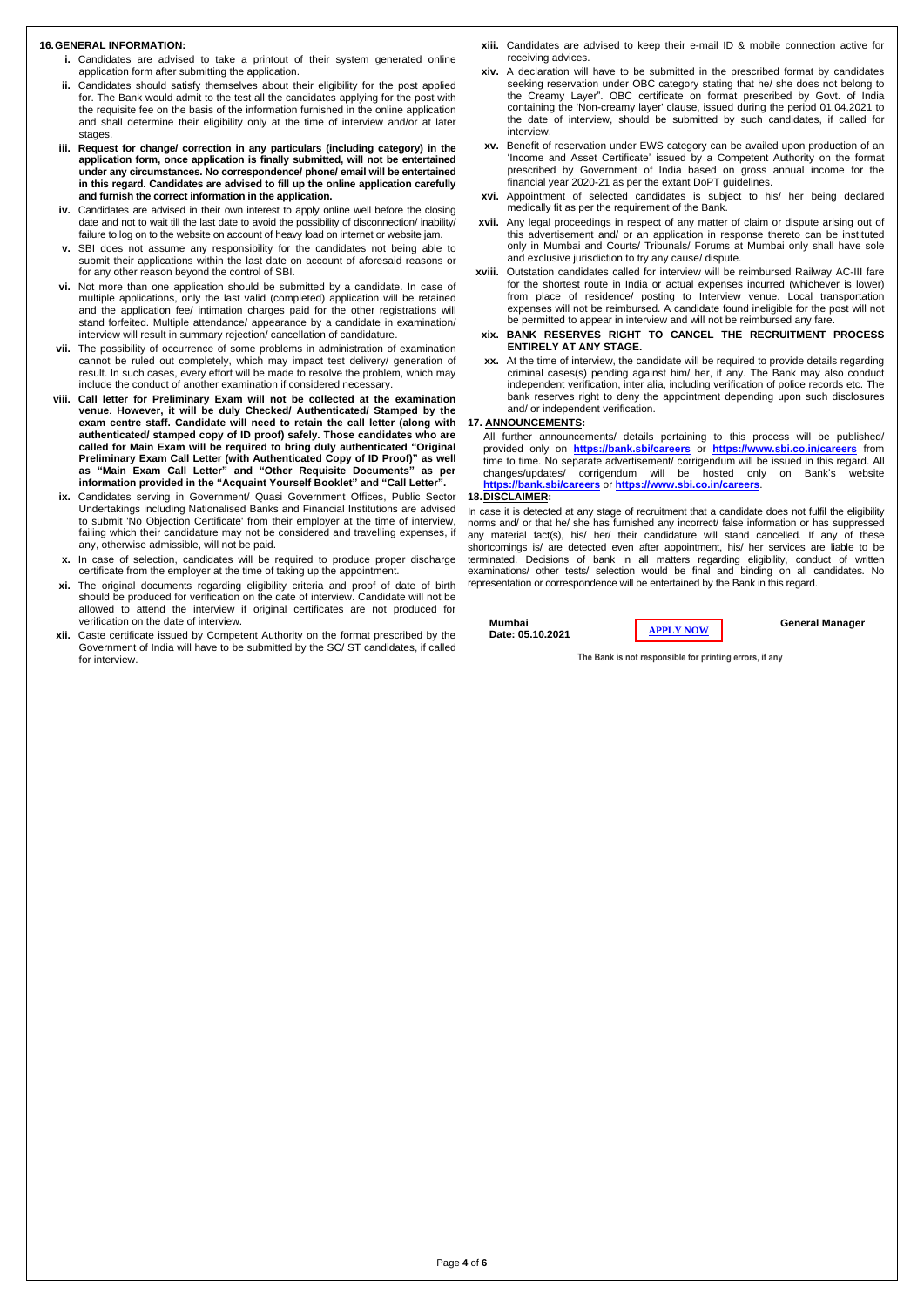## 16. GENERAL INFORMATION:

i. Candidates are advised to take a printout of their system generated online application form after submitting the application.

ii. Candidates should satisfy themselves about their eligibility for the post applied for. The Bank would admit to the test all the candidates applying for the post with the requisite fee on the basis of the information furnished in the online application and shall determine their eligibility only at the time of interview and/or at later stages.

iii. **Request for change/ correction in any particulars (including category) in the application form, once application is finally submitted, will not be entertained under any circumstances. No correspondence/ phone/ email will be entertained in this regard. Candidates are advised to fill up the online application carefully and furnish the correct information in the application.**

iv. Candidates are advised in their own interest to apply online well before the closing date and not to wait till the last date to avoid the possibility of disconnection/ inability/ failure to log on to the website on account of heavy load on internet or website jam.

v. SBI does not assume any responsibility for the candidates not being able to submit their applications within the last date on account of aforesaid reasons or for any other reason beyond the control of SBI.

vi. Not more than one application should be submitted by a candidate. In case of multiple applications, only the last valid (completed) application will be retained and the application fee/ intimation charges paid for the other registrations will stand forfeited. Multiple attendance/ appearance by a candidate in examination/ interview will result in summary rejection/ cancellation of candidature.

vii. The possibility of occurrence of some problems in administration of examination cannot be ruled out completely, which may impact test delivery/ generation of result. In such cases, every effort will be made to resolve the problem, which may include the conduct of another examination if considered necessary.

viii. **Call letter for Preliminary Exam will not be collected at the examination venue**. **However, it will be duly Checked/ Authenticated/ Stamped by the exam centre staff. Candidate will need to retain the call letter (along with authenticated/ stamped copy of ID proof) safely. Those candidates who are called for Main Exam will be required to bring duly authenticated "Original Preliminary Exam Call Letter (with Authenticated Copy of ID Proof)" as well as "Main Exam Call Letter" and "Other Requisite Documents" as per information provided in the "Acquaint Yourself Booklet" and "Call Letter".**

ix. Candidates serving in Government/ Quasi Government Offices, Public Sector Undertakings including Nationalised Banks and Financial Institutions are advised to submit 'No Objection Certificate' from their employer at the time of interview, failing which their candidature may not be considered and travelling expenses, if any, otherwise admissible, will not be paid.

x. In case of selection, candidates will be required to produce proper discharge certificate from the employer at the time of taking up the appointment.

xi. The original documents regarding eligibility criteria and proof of date of birth should be produced for verification on the date of interview. Candidate will not be allowed to attend the interview if original certificates are not produced for verification on the date of interview.

xii. Caste certificate issued by Competent Authority on the format prescribed by the Government of India will have to be submitted by the SC/ ST candidates, if called for interview.

xiii. Candidates are advised to keep their e-mail ID & mobile connection active for receiving advices.

xiv. A declaration will have to be submitted in the prescribed format by candidates seeking reservation under OBC category stating that he/ she does not belong to the Creamy Layer". OBC certificate on format prescribed by Govt. of India containing the 'Non-creamy layer' clause, issued during the period 01.04.2021 to the date of interview, should be submitted by such candidates, if called for interview.

xv. Benefit of reservation under EWS category can be availed upon production of an 'Income and Asset Certificate' issued by a Competent Authority on the format prescribed by Government of India based on gross annual income for the financial year 2020-21 as per the extant DoPT guidelines.

xvi. Appointment of selected candidates is subject to his/ her being declared medically fit as per the requirement of the Bank.

xvii. Any legal proceedings in respect of any matter of claim or dispute arising out of this advertisement and/ or an application in response thereto can be instituted only in Mumbai and Courts/ Tribunals/ Forums at Mumbai only shall have sole and exclusive jurisdiction to try any cause/ dispute.

xviii. Outstation candidates called for interview will be reimbursed Railway AC-III fare for the shortest route in India or actual expenses incurred (whichever is lower) from place of residence/ posting to Interview venue. Local transportation expenses will not be reimbursed. A candidate found ineligible for the post will not be permitted to appear in interview and will not be reimbursed any fare.

xix. **BANK RESERVES RIGHT TO CANCEL THE RECRUITMENT PROCESS ENTIRELY AT ANY STAGE.**

xx. At the time of interview, the candidate will be required to provide details regarding criminal cases(s) pending against him/ her, if any. The Bank may also conduct independent verification, inter alia, including verification of police records etc. The bank reserves right to deny the appointment depending upon such disclosures and/ or independent verification.

## 17. ANNOUNCEMENTS:

All further announcements/ details pertaining to this process will be published/ provided only on **https://bank.sbi/careers** or **https://www.sbi.co.in/careers** from time to time. No separate advertisement/ corrigendum will be issued in this regard. All changes/updates/ corrigendum will be hosted only on Bank's website **https://bank.sbi/careers** or **https://www.sbi.co.in/careers**.

## 18. DISCLAIMER:

In case it is detected at any stage of recruitment that a candidate does not fulfil the eligibility norms and/ or that he/ she has furnished any incorrect/ false information or has suppressed any material fact(s), his/ her/ their candidature will stand cancelled. If any of these shortcomings is/ are detected even after appointment, his/ her services are liable to be terminated. Decisions of bank in all matters regarding eligibility, conduct of written examinations/ other tests/ selection would be final and binding on all candidates. No representation or correspondence will be entertained by the Bank in this regard.

**Mumbai**
**Date: 05.10.2021**

**APPLY NOW**

**General Manager**

The Bank is not responsible for printing errors, if any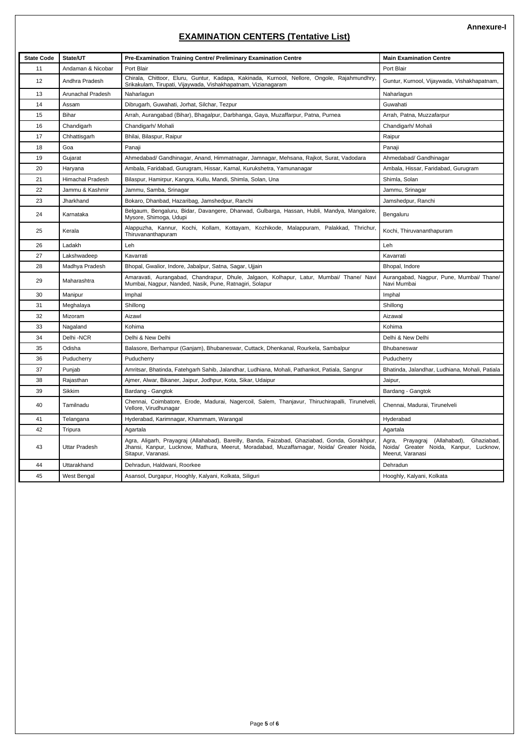**Annexure-I**

# EXAMINATION CENTERS (Tentative List)

| State Code | State/UT | Pre-Examination Training Centre/ Preliminary Examination Centre | Main Examination Centre |
|---|---|---|---|
| 11 | Andaman & Nicobar | Port Blair | Port Blair |
| 12 | Andhra Pradesh | Chirala, Chittoor, Eluru, Guntur, Kadapa, Kakinada, Kurnool, Nellore, Ongole, Rajahmundhry, Srikakulam, Tirupati, Vijaywada, Vishakhapatnam, Vizianagaram | Guntur, Kurnool, Vijaywada, Vishakhapatnam, |
| 13 | Arunachal Pradesh | Naharlagun | Naharlagun |
| 14 | Assam | Dibrugarh, Guwahati, Jorhat, Silchar, Tezpur | Guwahati |
| 15 | Bihar | Arrah, Aurangabad (Bihar), Bhagalpur, Darbhanga, Gaya, Muzaffarpur, Patna, Purnea | Arrah, Patna, Muzzafarpur |
| 16 | Chandigarh | Chandigarh/ Mohali | Chandigarh/ Mohali |
| 17 | Chhattisgarh | Bhilai, Bilaspur, Raipur | Raipur |
| 18 | Goa | Panaji | Panaji |
| 19 | Gujarat | Ahmedabad/ Gandhinagar, Anand, Himmatnagar, Jamnagar, Mehsana, Rajkot, Surat, Vadodara | Ahmedabad/ Gandhinagar |
| 20 | Haryana | Ambala, Faridabad, Gurugram, Hissar, Karnal, Kurukshetra, Yamunanagar | Ambala, Hissar, Faridabad, Gurugram |
| 21 | Himachal Pradesh | Bilaspur, Hamirpur, Kangra, Kullu, Mandi, Shimla, Solan, Una | Shimla, Solan |
| 22 | Jammu & Kashmir | Jammu, Samba, Srinagar | Jammu, Srinagar |
| 23 | Jharkhand | Bokaro, Dhanbad, Hazaribag, Jamshedpur, Ranchi | Jamshedpur, Ranchi |
| 24 | Karnataka | Belgaum, Bengaluru, Bidar, Davangere, Dharwad, Gulbarga, Hassan, Hubli, Mandya, Mangalore, Mysore, Shimoga, Udupi | Bengaluru |
| 25 | Kerala | Alappuzha, Kannur, Kochi, Kollam, Kottayam, Kozhikode, Malappuram, Palakkad, Thrichur, Thiruvananthapuram | Kochi, Thiruvananthapuram |
| 26 | Ladakh | Leh | Leh |
| 27 | Lakshwadeep | Kavarrati | Kavarrati |
| 28 | Madhya Pradesh | Bhopal, Gwalior, Indore, Jabalpur, Satna, Sagar, Ujjain | Bhopal, Indore |
| 29 | Maharashtra | Amaravati, Aurangabad, Chandrapur, Dhule, Jalgaon, Kolhapur, Latur, Mumbai/ Thane/ Navi Mumbai, Nagpur, Nanded, Nasik, Pune, Ratnagiri, Solapur | Aurangabad, Nagpur, Pune, Mumbai/ Thane/ Navi Mumbai |
| 30 | Manipur | Imphal | Imphal |
| 31 | Meghalaya | Shillong | Shillong |
| 32 | Mizoram | Aizawl | Aizawal |
| 33 | Nagaland | Kohima | Kohima |
| 34 | Delhi -NCR | Delhi & New Delhi | Delhi & New Delhi |
| 35 | Odisha | Balasore, Berhampur (Ganjam), Bhubaneswar, Cuttack, Dhenkanal, Rourkela, Sambalpur | Bhubaneswar |
| 36 | Puducherry | Puducherry | Puducherry |
| 37 | Punjab | Amritsar, Bhatinda, Fatehgarh Sahib, Jalandhar, Ludhiana, Mohali, Pathankot, Patiala, Sangrur | Bhatinda, Jalandhar, Ludhiana, Mohali, Patiala |
| 38 | Rajasthan | Ajmer, Alwar, Bikaner, Jaipur, Jodhpur, Kota, Sikar, Udaipur | Jaipur, |
| 39 | Sikkim | Bardang - Gangtok | Bardang - Gangtok |
| 40 | Tamilnadu | Chennai, Coimbatore, Erode, Madurai, Nagercoil, Salem, Thanjavur, Thiruchirapalli, Tirunelveli, Vellore, Virudhunagar | Chennai, Madurai, Tirunelveli |
| 41 | Telangana | Hyderabad, Karimnagar, Khammam, Warangal | Hyderabad |
| 42 | Tripura | Agartala | Agartala |
| 43 | Uttar Pradesh | Agra, Aligarh, Prayagraj (Allahabad), Bareilly, Banda, Faizabad, Ghaziabad, Gonda, Gorakhpur, Jhansi, Kanpur, Lucknow, Mathura, Meerut, Moradabad, Muzaffarnagar, Noida/ Greater Noida, Sitapur, Varanasi. | Agra, Prayagraj (Allahabad), Ghaziabad, Noida/ Greater Noida, Kanpur, Lucknow, Meerut, Varanasi |
| 44 | Uttarakhand | Dehradun, Haldwani, Roorkee | Dehradun |
| 45 | West Bengal | Asansol, Durgapur, Hooghly, Kalyani, Kolkata, Siliguri | Hooghly, Kalyani, Kolkata |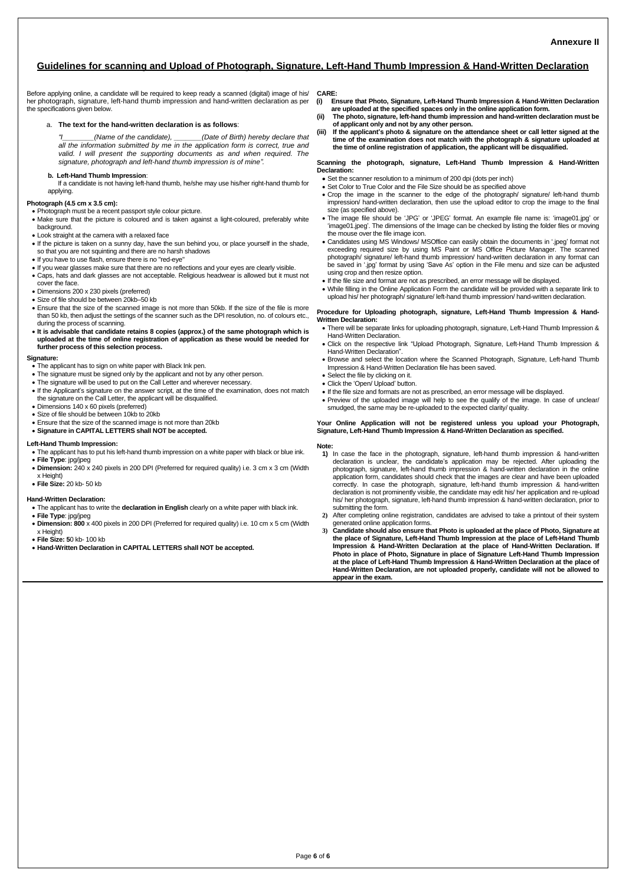**Annexure II**

## Guidelines for scanning and Upload of Photograph, Signature, Left-Hand Thumb Impression & Hand-Written Declaration

Before applying online, a candidate will be required to keep ready a scanned (digital) image of his/ her photograph, signature, left-hand thumb impression and hand-written declaration as per the specifications given below.

a. **The text for the hand-written declaration is as follows**:

*"I________(Name of the candidate), _______(Date of Birth) hereby declare that all the information submitted by me in the application form is correct, true and valid. I will present the supporting documents as and when required. The signature, photograph and left-hand thumb impression is of mine".*

**b. Left-Hand Thumb Impression**:

If a candidate is not having left-hand thumb, he/she may use his/her right-hand thumb for applying.

**Photograph (4.5 cm x 3.5 cm):**

- Photograph must be a recent passport style colour picture.
- Make sure that the picture is coloured and is taken against a light-coloured, preferably white background.
- Look straight at the camera with a relaxed face
- If the picture is taken on a sunny day, have the sun behind you, or place yourself in the shade, so that you are not squinting and there are no harsh shadows
- If you have to use flash, ensure there is no "red-eye"
- If you wear glasses make sure that there are no reflections and your eyes are clearly visible.
- Caps, hats and dark glasses are not acceptable. Religious headwear is allowed but it must not cover the face.
- Dimensions 200 x 230 pixels (preferred)
- Size of file should be between 20kb–50 kb
- Ensure that the size of the scanned image is not more than 50kb. If the size of the file is more than 50 kb, then adjust the settings of the scanner such as the DPI resolution, no. of colours etc., during the process of scanning.
- **It is advisable that candidate retains 8 copies (approx.) of the same photograph which is uploaded at the time of online registration of application as these would be needed for further process of this selection process.**

**Signature:**

- The applicant has to sign on white paper with Black Ink pen.
- The signature must be signed only by the applicant and not by any other person.
- The signature will be used to put on the Call Letter and wherever necessary.
- If the Applicant's signature on the answer script, at the time of the examination, does not match the signature on the Call Letter, the applicant will be disqualified.
- Dimensions 140 x 60 pixels (preferred)
- Size of file should be between 10kb to 20kb
- Ensure that the size of the scanned image is not more than 20kb
- **Signature in CAPITAL LETTERS shall NOT be accepted.**

**Left-Hand Thumb Impression:**

- The applicant has to put his left-hand thumb impression on a white paper with black or blue ink.
- **File Type**: jpg/jpeg
- **Dimension:** 240 x 240 pixels in 200 DPI (Preferred for required quality) i.e. 3 cm x 3 cm (Width x Height)
- **File Size:** 20 kb- 50 kb

**Hand-Written Declaration:**

- The applicant has to write the **declaration in English** clearly on a white paper with black ink.
- **File Type**: jpg/jpeg
- **Dimension: 800** x 400 pixels in 200 DPI (Preferred for required quality) i.e. 10 cm x 5 cm (Width x Height)
- **File Size: 5**0 kb- 100 kb
- **Hand-Written Declaration in CAPITAL LETTERS shall NOT be accepted.**

**CARE:**

**(i) Ensure that Photo, Signature, Left-Hand Thumb Impression & Hand-Written Declaration are uploaded at the specified spaces only in the online application form.**

**(ii) The photo, signature, left-hand thumb impression and hand-written declaration must be of applicant only and not by any other person.**

**(iii) If the applicant's photo & signature on the attendance sheet or call letter signed at the time of the examination does not match with the photograph & signature uploaded at the time of online registration of application, the applicant will be disqualified.**

**Scanning the photograph, signature, Left-Hand Thumb Impression & Hand-Written Declaration:**

- Set the scanner resolution to a minimum of 200 dpi (dots per inch)
- Set Color to True Color and the File Size should be as specified above
- Crop the image in the scanner to the edge of the photograph/ signature/ left-hand thumb impression/ hand-written declaration, then use the upload editor to crop the image to the final size (as specified above).
- The image file should be 'JPG' or 'JPEG' format. An example file name is: 'image01.jpg' or 'image01.jpeg'. The dimensions of the Image can be checked by listing the folder files or moving the mouse over the file image icon.
- Candidates using MS Windows/ MSOffice can easily obtain the documents in '.jpeg' format not exceeding required size by using MS Paint or MS Office Picture Manager. The scanned photograph/ signature/ left-hand thumb impression/ hand-written declaration in any format can be saved in '.jpg' format by using 'Save As' option in the File menu and size can be adjusted using crop and then resize option.
- If the file size and format are not as prescribed, an error message will be displayed.
- While filling in the Online Application Form the candidate will be provided with a separate link to upload his/ her photograph/ signature/ left-hand thumb impression/ hand-written declaration.

**Procedure for Uploading photograph, signature, Left-Hand Thumb Impression & Hand-Written Declaration:**

- There will be separate links for uploading photograph, signature, Left-Hand Thumb Impression & Hand-Written Declaration.
- Click on the respective link "Upload Photograph, Signature, Left-Hand Thumb Impression & Hand-Written Declaration".
- Browse and select the location where the Scanned Photograph, Signature, Left-hand Thumb Impression & Hand-Written Declaration file has been saved.
- Select the file by clicking on it.
- Click the 'Open/ Upload' button.
- If the file size and formats are not as prescribed, an error message will be displayed.
- Preview of the uploaded image will help to see the qualify of the image. In case of unclear/ smudged, the same may be re-uploaded to the expected clarity/ quality.

**Your Online Application will not be registered unless you upload your Photograph, Signature, Left-Hand Thumb Impression & Hand-Written Declaration as specified.**

**Note:**

**1)** In case the face in the photograph, signature, left-hand thumb impression & hand-written declaration is unclear, the candidate's application may be rejected. After uploading the photograph, signature, left-hand thumb impression & hand-written declaration in the online application form, candidates should check that the images are clear and have been uploaded correctly. In case the photograph, signature, left-hand thumb impression & hand-written declaration is not prominently visible, the candidate may edit his/ her application and re-upload his/ her photograph, signature, left-hand thumb impression & hand-written declaration, prior to submitting the form.

**2)** After completing online registration, candidates are advised to take a printout of their system generated online application forms.

**3)** **Candidate should also ensure that Photo is uploaded at the place of Photo, Signature at the place of Signature, Left-Hand Thumb Impression at the place of Left-Hand Thumb Impression & Hand-Written Declaration at the place of Hand-Written Declaration. If Photo in place of Photo, Signature in place of Signature Left-Hand Thumb Impression at the place of Left-Hand Thumb Impression & Hand-Written Declaration at the place of Hand-Written Declaration, are not uploaded properly, candidate will not be allowed to appear in the exam.**